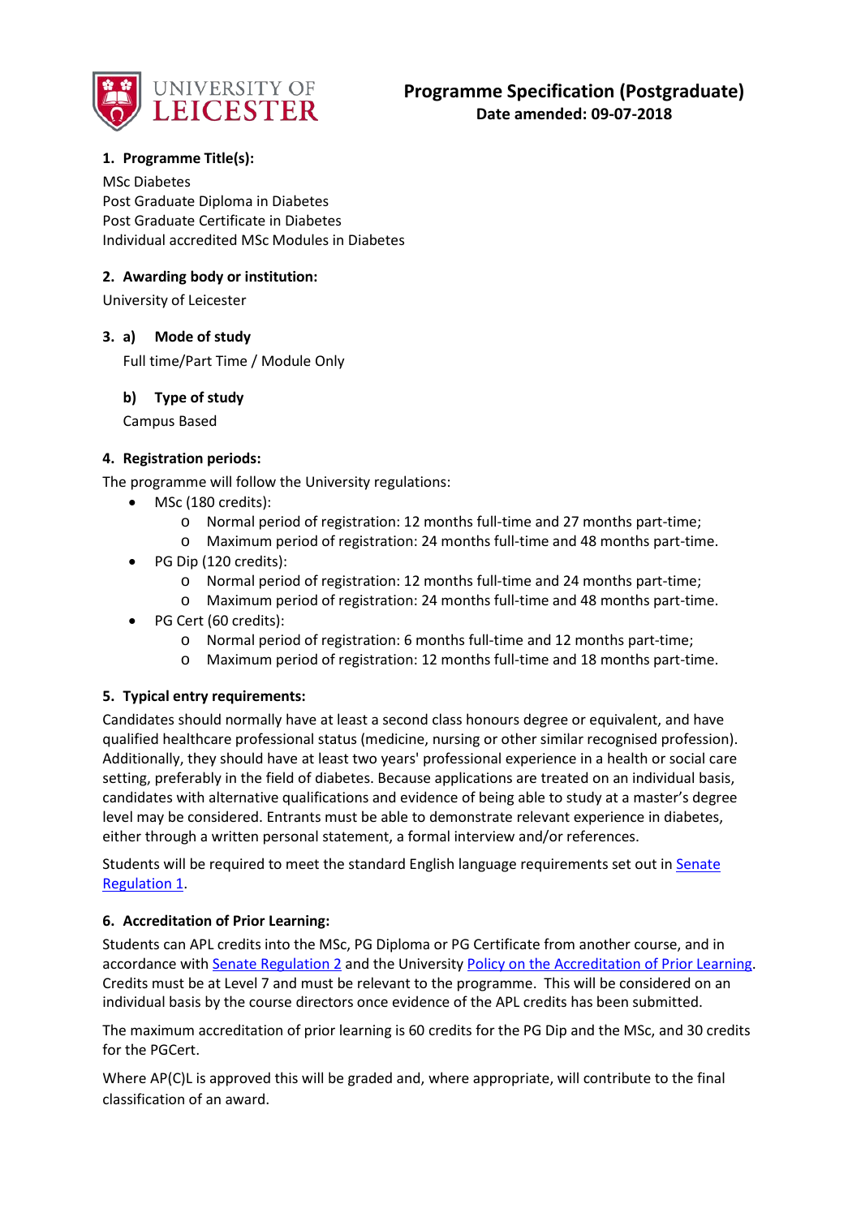# Programme Specification (Postgraduate)

**Date amended: 09-07-2018**

## 1. Programme Title(s):

MSc Diabetes
Post Graduate Diploma in Diabetes
Post Graduate Certificate in Diabetes
Individual accredited MSc Modules in Diabetes

## 2. Awarding body or institution:

University of Leicester

## 3. a) Mode of study

Full time/Part Time / Module Only

### b) Type of study

Campus Based

## 4. Registration periods:

The programme will follow the University regulations:

- MSc (180 credits):
  - Normal period of registration: 12 months full-time and 27 months part-time;
  - Maximum period of registration: 24 months full-time and 48 months part-time.
- PG Dip (120 credits):
  - Normal period of registration: 12 months full-time and 24 months part-time;
  - Maximum period of registration: 24 months full-time and 48 months part-time.
- PG Cert (60 credits):
  - Normal period of registration: 6 months full-time and 12 months part-time;
  - Maximum period of registration: 12 months full-time and 18 months part-time.

## 5. Typical entry requirements:

Candidates should normally have at least a second class honours degree or equivalent, and have qualified healthcare professional status (medicine, nursing or other similar recognised profession). Additionally, they should have at least two years' professional experience in a health or social care setting, preferably in the field of diabetes. Because applications are treated on an individual basis, candidates with alternative qualifications and evidence of being able to study at a master's degree level may be considered. Entrants must be able to demonstrate relevant experience in diabetes, either through a written personal statement, a formal interview and/or references.

Students will be required to meet the standard English language requirements set out in Senate Regulation 1.

## 6. Accreditation of Prior Learning:

Students can APL credits into the MSc, PG Diploma or PG Certificate from another course, and in accordance with Senate Regulation 2 and the University Policy on the Accreditation of Prior Learning. Credits must be at Level 7 and must be relevant to the programme. This will be considered on an individual basis by the course directors once evidence of the APL credits has been submitted.

The maximum accreditation of prior learning is 60 credits for the PG Dip and the MSc, and 30 credits for the PGCert.

Where AP(C)L is approved this will be graded and, where appropriate, will contribute to the final classification of an award.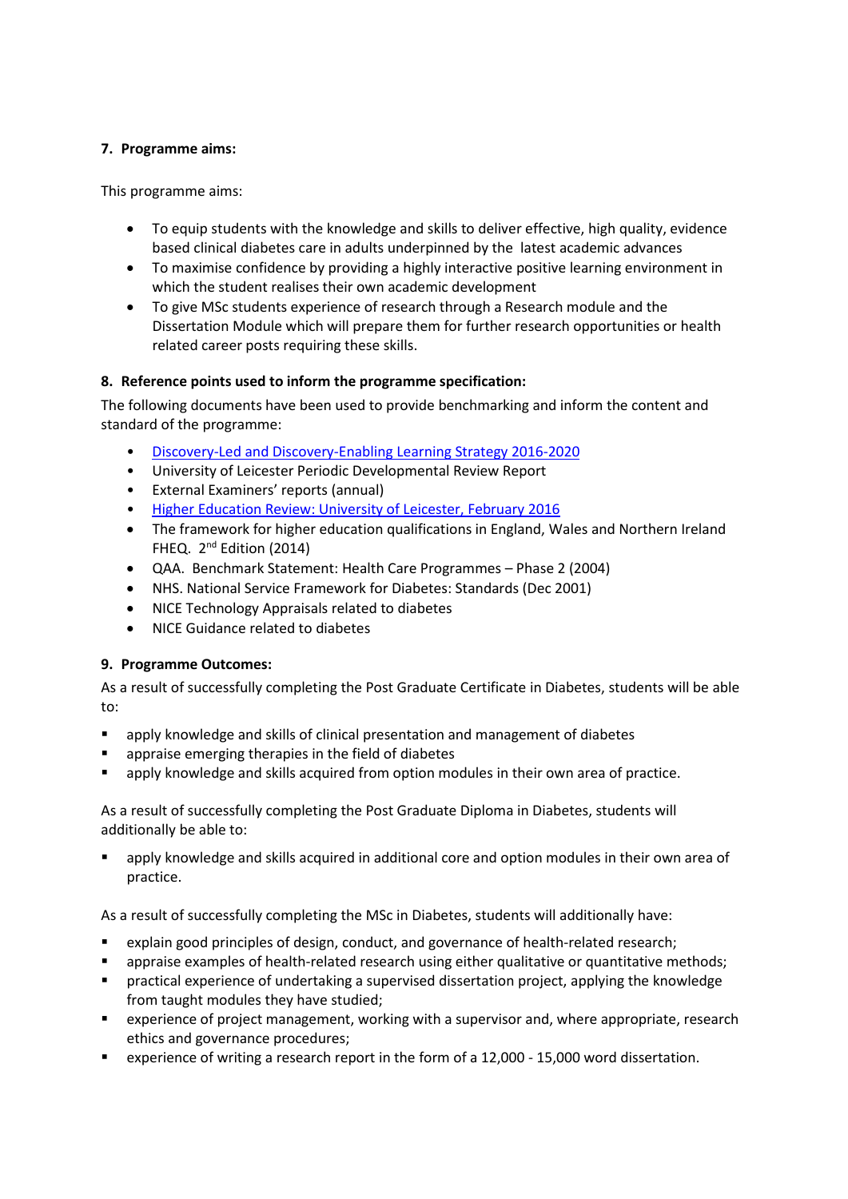**7. Programme aims:**

This programme aims:

- To equip students with the knowledge and skills to deliver effective, high quality, evidence based clinical diabetes care in adults underpinned by the latest academic advances
- To maximise confidence by providing a highly interactive positive learning environment in which the student realises their own academic development
- To give MSc students experience of research through a Research module and the Dissertation Module which will prepare them for further research opportunities or health related career posts requiring these skills.

**8. Reference points used to inform the programme specification:**

The following documents have been used to provide benchmarking and inform the content and standard of the programme:

- Discovery-Led and Discovery-Enabling Learning Strategy 2016-2020
- University of Leicester Periodic Developmental Review Report
- External Examiners' reports (annual)
- Higher Education Review: University of Leicester, February 2016
- The framework for higher education qualifications in England, Wales and Northern Ireland FHEQ. 2nd Edition (2014)
- QAA. Benchmark Statement: Health Care Programmes – Phase 2 (2004)
- NHS. National Service Framework for Diabetes: Standards (Dec 2001)
- NICE Technology Appraisals related to diabetes
- NICE Guidance related to diabetes

**9. Programme Outcomes:**

As a result of successfully completing the Post Graduate Certificate in Diabetes, students will be able to:

- apply knowledge and skills of clinical presentation and management of diabetes
- appraise emerging therapies in the field of diabetes
- apply knowledge and skills acquired from option modules in their own area of practice.

As a result of successfully completing the Post Graduate Diploma in Diabetes, students will additionally be able to:

- apply knowledge and skills acquired in additional core and option modules in their own area of practice.

As a result of successfully completing the MSc in Diabetes, students will additionally have:

- explain good principles of design, conduct, and governance of health-related research;
- appraise examples of health-related research using either qualitative or quantitative methods;
- practical experience of undertaking a supervised dissertation project, applying the knowledge from taught modules they have studied;
- experience of project management, working with a supervisor and, where appropriate, research ethics and governance procedures;
- experience of writing a research report in the form of a 12,000 - 15,000 word dissertation.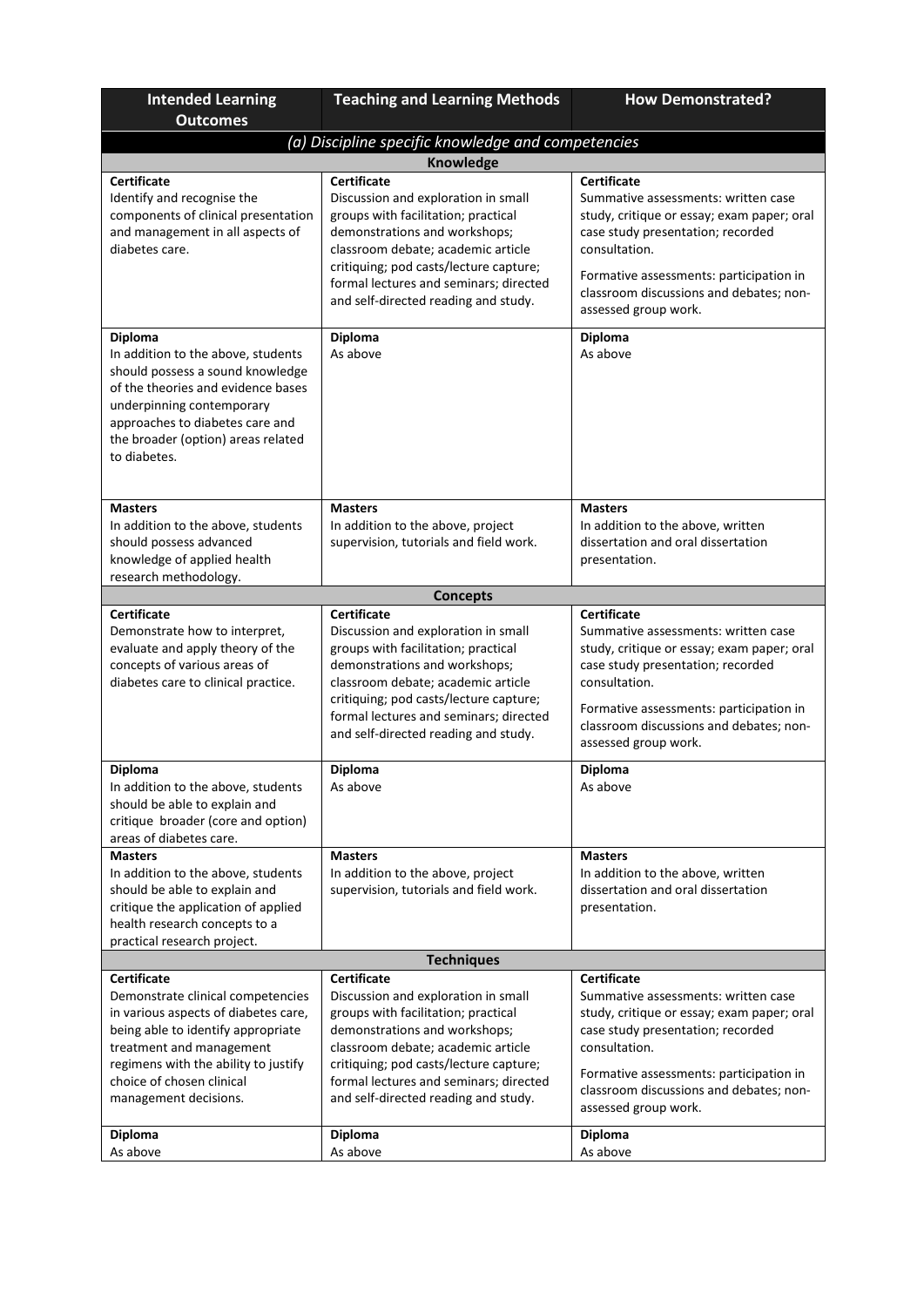| Intended Learning Outcomes | Teaching and Learning Methods | How Demonstrated? |
|---|---|---|
| *(a) Discipline specific knowledge and competencies* | | |
| **Knowledge** | | |
| **Certificate**<br>Identify and recognise the components of clinical presentation and management in all aspects of diabetes care. | **Certificate**<br>Discussion and exploration in small groups with facilitation; practical demonstrations and workshops; classroom debate; academic article critiquing; pod casts/lecture capture; formal lectures and seminars; directed and self-directed reading and study. | **Certificate**<br>Summative assessments: written case study, critique or essay; exam paper; oral case study presentation; recorded consultation.<br><br>Formative assessments: participation in classroom discussions and debates; non-assessed group work. |
| **Diploma**<br>In addition to the above, students should possess a sound knowledge of the theories and evidence bases underpinning contemporary approaches to diabetes care and the broader (option) areas related to diabetes. | **Diploma**<br>As above | **Diploma**<br>As above |
| **Masters**<br>In addition to the above, students should possess advanced knowledge of applied health research methodology. | **Masters**<br>In addition to the above, project supervision, tutorials and field work. | **Masters**<br>In addition to the above, written dissertation and oral dissertation presentation. |
| **Concepts** | | |
| **Certificate**<br>Demonstrate how to interpret, evaluate and apply theory of the concepts of various areas of diabetes care to clinical practice. | **Certificate**<br>Discussion and exploration in small groups with facilitation; practical demonstrations and workshops; classroom debate; academic article critiquing; pod casts/lecture capture; formal lectures and seminars; directed and self-directed reading and study. | **Certificate**<br>Summative assessments: written case study, critique or essay; exam paper; oral case study presentation; recorded consultation.<br><br>Formative assessments: participation in classroom discussions and debates; non-assessed group work. |
| **Diploma**<br>In addition to the above, students should be able to explain and critique broader (core and option) areas of diabetes care. | **Diploma**<br>As above | **Diploma**<br>As above |
| **Masters**<br>In addition to the above, students should be able to explain and critique the application of applied health research concepts to a practical research project. | **Masters**<br>In addition to the above, project supervision, tutorials and field work. | **Masters**<br>In addition to the above, written dissertation and oral dissertation presentation. |
| **Techniques** | | |
| **Certificate**<br>Demonstrate clinical competencies in various aspects of diabetes care, being able to identify appropriate treatment and management regimens with the ability to justify choice of chosen clinical management decisions. | **Certificate**<br>Discussion and exploration in small groups with facilitation; practical demonstrations and workshops; classroom debate; academic article critiquing; pod casts/lecture capture; formal lectures and seminars; directed and self-directed reading and study. | **Certificate**<br>Summative assessments: written case study, critique or essay; exam paper; oral case study presentation; recorded consultation.<br><br>Formative assessments: participation in classroom discussions and debates; non-assessed group work. |
| **Diploma**<br>As above | **Diploma**<br>As above | **Diploma**<br>As above |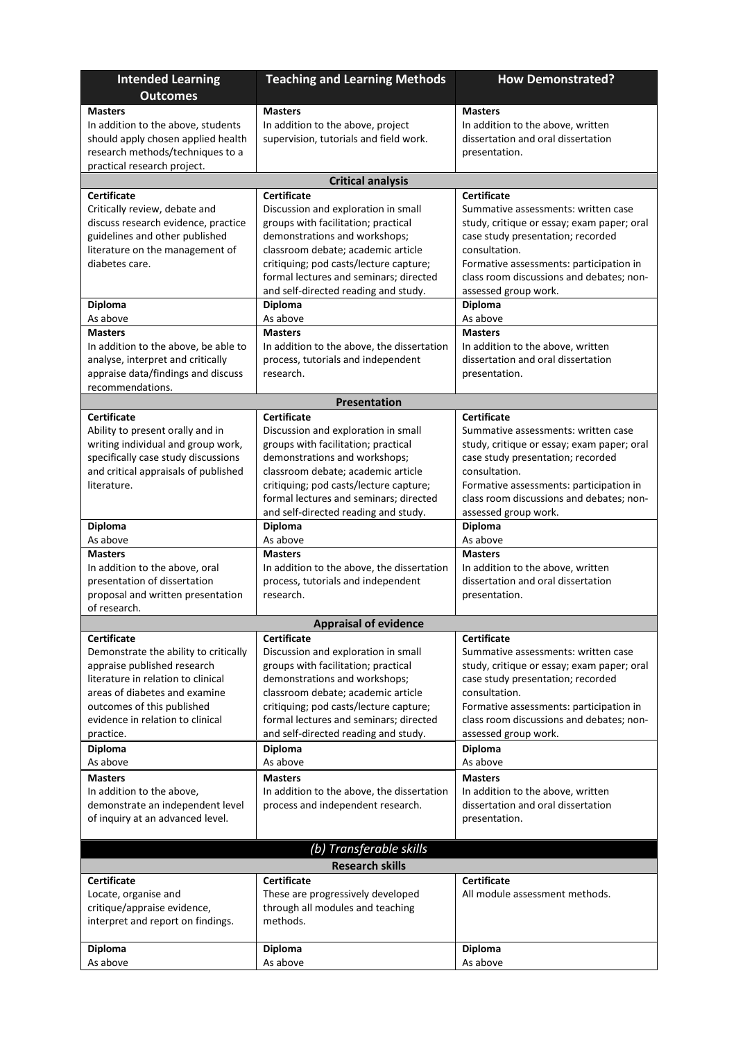| Intended Learning Outcomes | Teaching and Learning Methods | How Demonstrated? |
|---|---|---|
| **Masters**<br>In addition to the above, students should apply chosen applied health research methods/techniques to a practical research project. | **Masters**<br>In addition to the above, project supervision, tutorials and field work. | **Masters**<br>In addition to the above, written dissertation and oral dissertation presentation. |
| **Critical analysis** | | |
| **Certificate**<br>Critically review, debate and discuss research evidence, practice guidelines and other published literature on the management of diabetes care. | **Certificate**<br>Discussion and exploration in small groups with facilitation; practical demonstrations and workshops; classroom debate; academic article critiquing; pod casts/lecture capture; formal lectures and seminars; directed and self-directed reading and study. | **Certificate**<br>Summative assessments: written case study, critique or essay; exam paper; oral case study presentation; recorded consultation.<br>Formative assessments: participation in class room discussions and debates; non-assessed group work. |
| **Diploma**<br>As above | **Diploma**<br>As above | **Diploma**<br>As above |
| **Masters**<br>In addition to the above, be able to analyse, interpret and critically appraise data/findings and discuss recommendations. | **Masters**<br>In addition to the above, the dissertation process, tutorials and independent research. | **Masters**<br>In addition to the above, written dissertation and oral dissertation presentation. |
| **Presentation** | | |
| **Certificate**<br>Ability to present orally and in writing individual and group work, specifically case study discussions and critical appraisals of published literature. | **Certificate**<br>Discussion and exploration in small groups with facilitation; practical demonstrations and workshops; classroom debate; academic article critiquing; pod casts/lecture capture; formal lectures and seminars; directed and self-directed reading and study. | **Certificate**<br>Summative assessments: written case study, critique or essay; exam paper; oral case study presentation; recorded consultation.<br>Formative assessments: participation in class room discussions and debates; non-assessed group work. |
| **Diploma**<br>As above | **Diploma**<br>As above | **Diploma**<br>As above |
| **Masters**<br>In addition to the above, oral presentation of dissertation proposal and written presentation of research. | **Masters**<br>In addition to the above, the dissertation process, tutorials and independent research. | **Masters**<br>In addition to the above, written dissertation and oral dissertation presentation. |
| **Appraisal of evidence** | | |
| **Certificate**<br>Demonstrate the ability to critically appraise published research literature in relation to clinical areas of diabetes and examine outcomes of this published evidence in relation to clinical practice. | **Certificate**<br>Discussion and exploration in small groups with facilitation; practical demonstrations and workshops; classroom debate; academic article critiquing; pod casts/lecture capture; formal lectures and seminars; directed and self-directed reading and study. | **Certificate**<br>Summative assessments: written case study, critique or essay; exam paper; oral case study presentation; recorded consultation.<br>Formative assessments: participation in class room discussions and debates; non-assessed group work. |
| **Diploma**<br>As above | **Diploma**<br>As above | **Diploma**<br>As above |
| **Masters**<br>In addition to the above, demonstrate an independent level of inquiry at an advanced level. | **Masters**<br>In addition to the above, the dissertation process and independent research. | **Masters**<br>In addition to the above, written dissertation and oral dissertation presentation. |
| ***(b) Transferable skills*** | | |
| **Research skills** | | |
| **Certificate**<br>Locate, organise and critique/appraise evidence, interpret and report on findings. | **Certificate**<br>These are progressively developed through all modules and teaching methods. | **Certificate**<br>All module assessment methods. |
| **Diploma**<br>As above | **Diploma**<br>As above | **Diploma**<br>As above |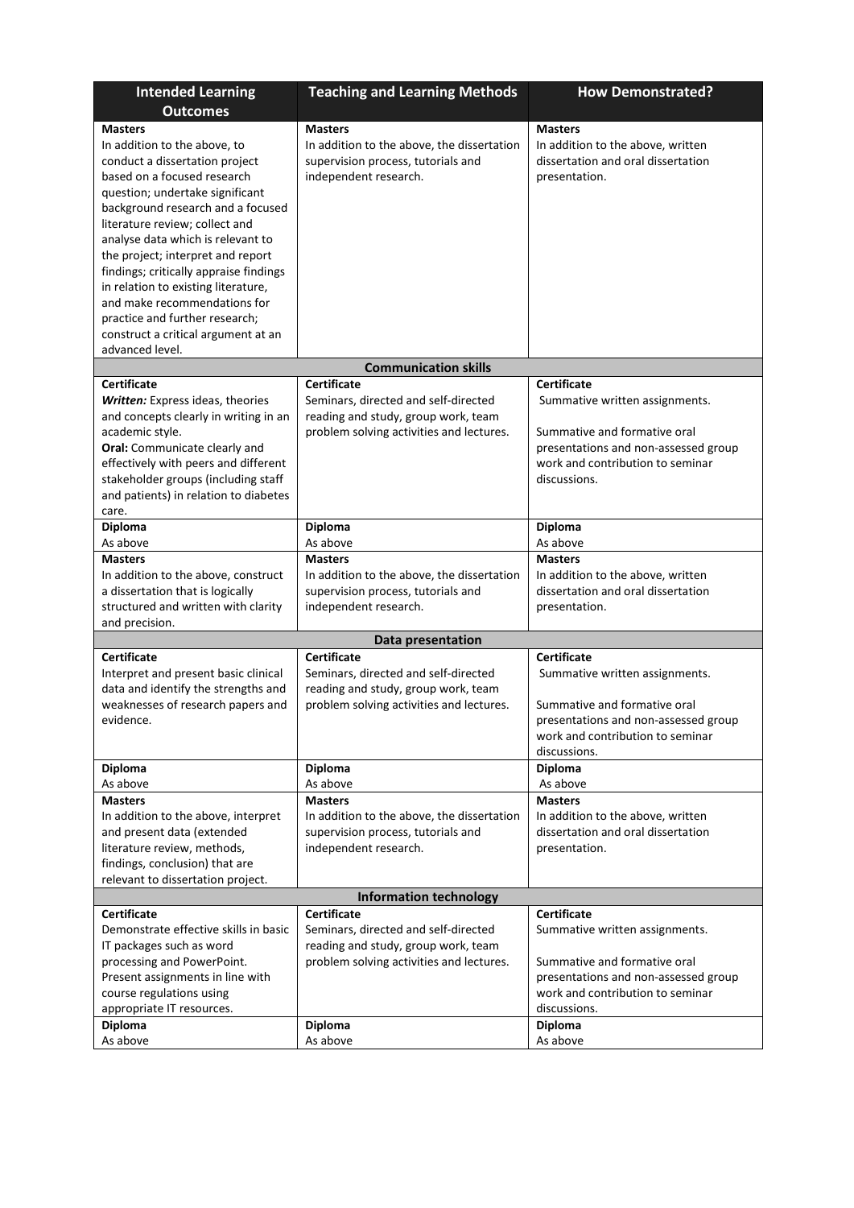| Intended Learning Outcomes | Teaching and Learning Methods | How Demonstrated? |
| --- | --- | --- |
| **Masters**<br>In addition to the above, to conduct a dissertation project based on a focused research question; undertake significant background research and a focused literature review; collect and analyse data which is relevant to the project; interpret and report findings; critically appraise findings in relation to existing literature, and make recommendations for practice and further research; construct a critical argument at an advanced level. | **Masters**<br>In addition to the above, the dissertation supervision process, tutorials and independent research. | **Masters**<br>In addition to the above, written dissertation and oral dissertation presentation. |
| **Communication skills** | | |
| **Certificate**<br>***Written:*** Express ideas, theories and concepts clearly in writing in an academic style.<br>**Oral:** Communicate clearly and effectively with peers and different stakeholder groups (including staff and patients) in relation to diabetes care. | **Certificate**<br>Seminars, directed and self-directed reading and study, group work, team problem solving activities and lectures. | **Certificate**<br>Summative written assignments.<br><br>Summative and formative oral presentations and non-assessed group work and contribution to seminar discussions. |
| **Diploma**<br>As above | **Diploma**<br>As above | **Diploma**<br>As above |
| **Masters**<br>In addition to the above, construct a dissertation that is logically structured and written with clarity and precision. | **Masters**<br>In addition to the above, the dissertation supervision process, tutorials and independent research. | **Masters**<br>In addition to the above, written dissertation and oral dissertation presentation. |
| **Data presentation** | | |
| **Certificate**<br>Interpret and present basic clinical data and identify the strengths and weaknesses of research papers and evidence. | **Certificate**<br>Seminars, directed and self-directed reading and study, group work, team problem solving activities and lectures. | **Certificate**<br>Summative written assignments.<br><br>Summative and formative oral presentations and non-assessed group work and contribution to seminar discussions. |
| **Diploma**<br>As above | **Diploma**<br>As above | **Diploma**<br>As above |
| **Masters**<br>In addition to the above, interpret and present data (extended literature review, methods, findings, conclusion) that are relevant to dissertation project. | **Masters**<br>In addition to the above, the dissertation supervision process, tutorials and independent research. | **Masters**<br>In addition to the above, written dissertation and oral dissertation presentation. |
| **Information technology** | | |
| **Certificate**<br>Demonstrate effective skills in basic IT packages such as word processing and PowerPoint. Present assignments in line with course regulations using appropriate IT resources. | **Certificate**<br>Seminars, directed and self-directed reading and study, group work, team problem solving activities and lectures. | **Certificate**<br>Summative written assignments.<br><br>Summative and formative oral presentations and non-assessed group work and contribution to seminar discussions. |
| **Diploma**<br>As above | **Diploma**<br>As above | **Diploma**<br>As above |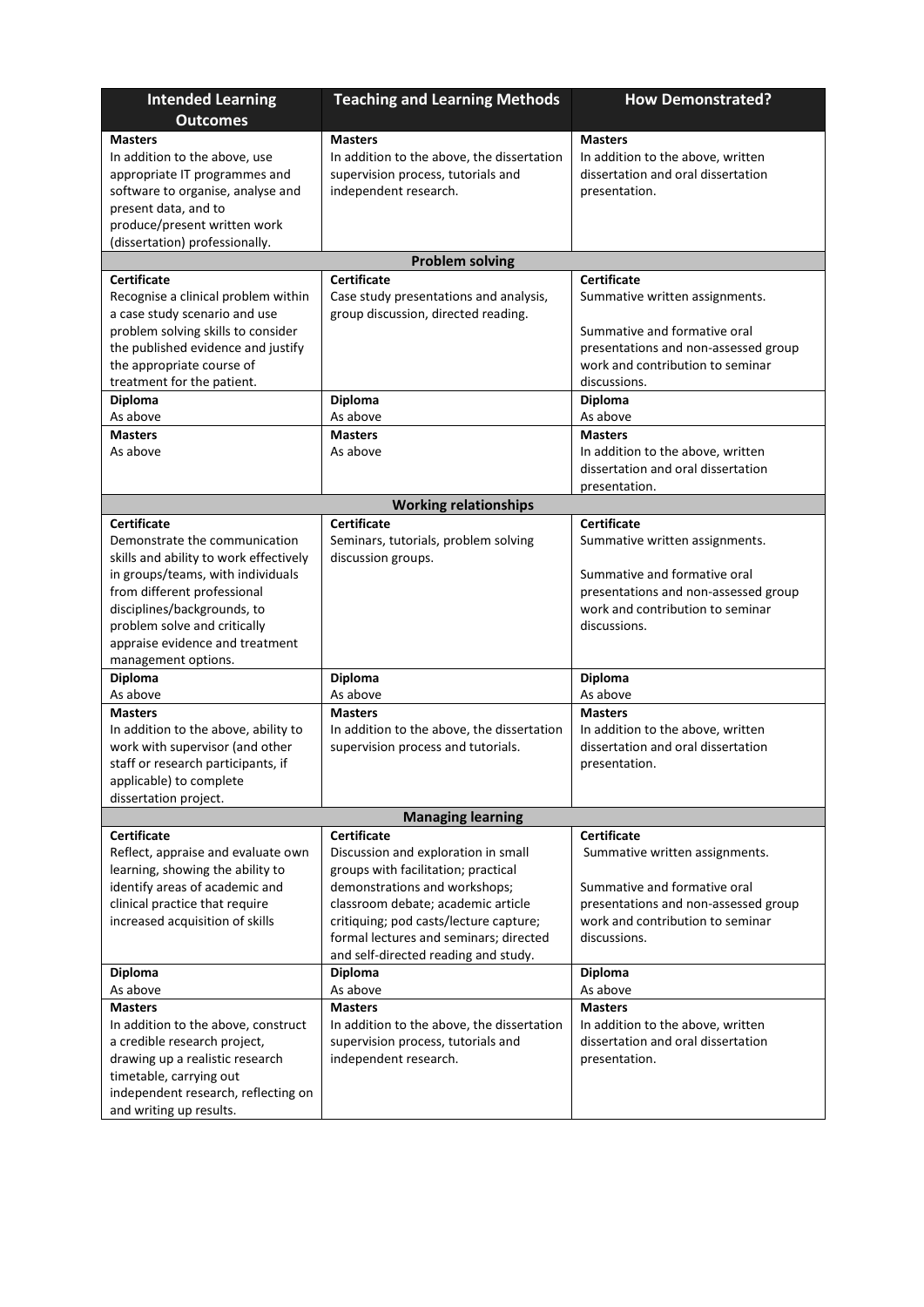| Intended Learning Outcomes | Teaching and Learning Methods | How Demonstrated? |
|---|---|---|
| **Masters**<br>In addition to the above, use appropriate IT programmes and software to organise, analyse and present data, and to produce/present written work (dissertation) professionally. | **Masters**<br>In addition to the above, the dissertation supervision process, tutorials and independent research. | **Masters**<br>In addition to the above, written dissertation and oral dissertation presentation. |
| **Problem solving** | | |
| **Certificate**<br>Recognise a clinical problem within a case study scenario and use problem solving skills to consider the published evidence and justify the appropriate course of treatment for the patient. | **Certificate**<br>Case study presentations and analysis, group discussion, directed reading. | **Certificate**<br>Summative written assignments.<br><br>Summative and formative oral presentations and non-assessed group work and contribution to seminar discussions. |
| **Diploma**<br>As above | **Diploma**<br>As above | **Diploma**<br>As above |
| **Masters**<br>As above | **Masters**<br>As above | **Masters**<br>In addition to the above, written dissertation and oral dissertation presentation. |
| **Working relationships** | | |
| **Certificate**<br>Demonstrate the communication skills and ability to work effectively in groups/teams, with individuals from different professional disciplines/backgrounds, to problem solve and critically appraise evidence and treatment management options. | **Certificate**<br>Seminars, tutorials, problem solving discussion groups. | **Certificate**<br>Summative written assignments.<br><br>Summative and formative oral presentations and non-assessed group work and contribution to seminar discussions. |
| **Diploma**<br>As above | **Diploma**<br>As above | **Diploma**<br>As above |
| **Masters**<br>In addition to the above, ability to work with supervisor (and other staff or research participants, if applicable) to complete dissertation project. | **Masters**<br>In addition to the above, the dissertation supervision process and tutorials. | **Masters**<br>In addition to the above, written dissertation and oral dissertation presentation. |
| **Managing learning** | | |
| **Certificate**<br>Reflect, appraise and evaluate own learning, showing the ability to identify areas of academic and clinical practice that require increased acquisition of skills | **Certificate**<br>Discussion and exploration in small groups with facilitation; practical demonstrations and workshops; classroom debate; academic article critiquing; pod casts/lecture capture; formal lectures and seminars; directed and self-directed reading and study. | **Certificate**<br>Summative written assignments.<br><br>Summative and formative oral presentations and non-assessed group work and contribution to seminar discussions. |
| **Diploma**<br>As above | **Diploma**<br>As above | **Diploma**<br>As above |
| **Masters**<br>In addition to the above, construct a credible research project, drawing up a realistic research timetable, carrying out independent research, reflecting on and writing up results. | **Masters**<br>In addition to the above, the dissertation supervision process, tutorials and independent research. | **Masters**<br>In addition to the above, written dissertation and oral dissertation presentation. |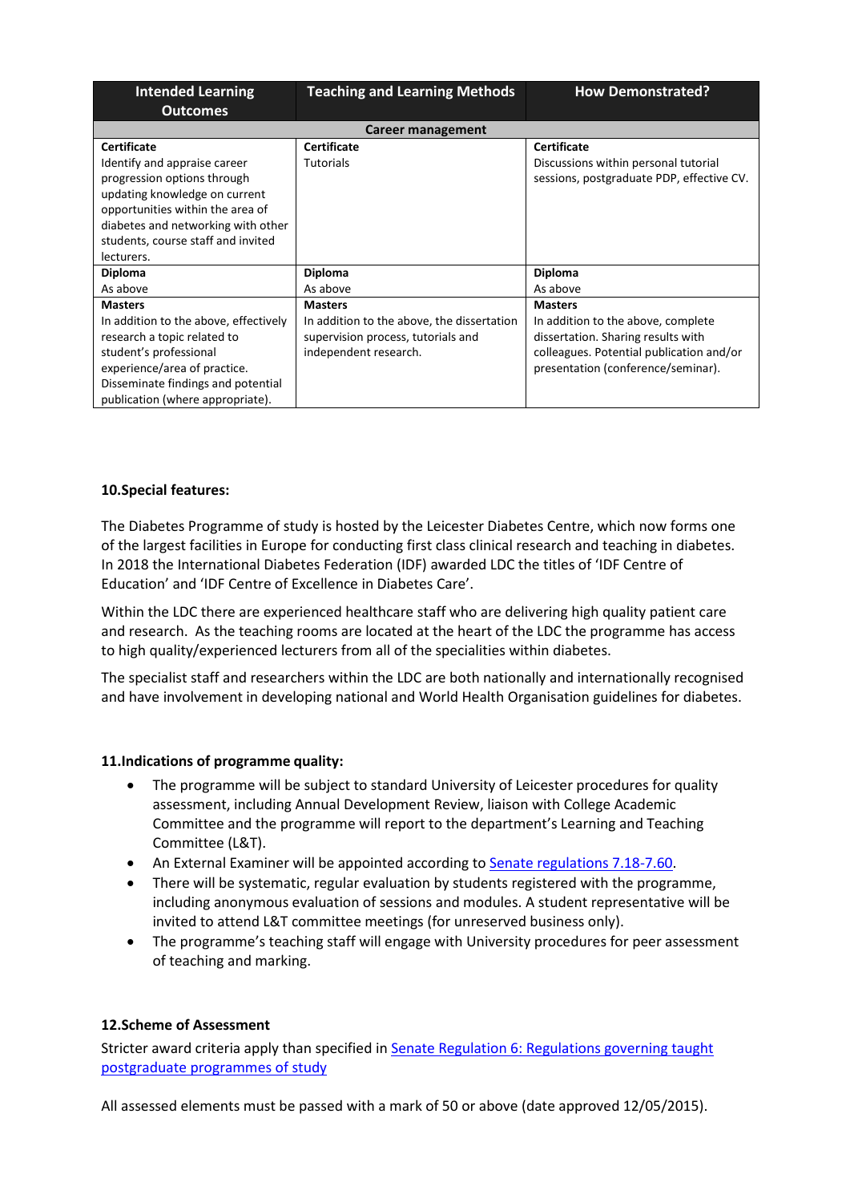| Intended Learning Outcomes | Teaching and Learning Methods | How Demonstrated? |
|---|---|---|
| **Career management** | | |
| **Certificate**<br>Identify and appraise career progression options through updating knowledge on current opportunities within the area of diabetes and networking with other students, course staff and invited lecturers. | **Certificate**<br>Tutorials | **Certificate**<br>Discussions within personal tutorial sessions, postgraduate PDP, effective CV. |
| **Diploma**<br>As above | **Diploma**<br>As above | **Diploma**<br>As above |
| **Masters**<br>In addition to the above, effectively research a topic related to student's professional experience/area of practice.<br>Disseminate findings and potential publication (where appropriate). | **Masters**<br>In addition to the above, the dissertation supervision process, tutorials and independent research. | **Masters**<br>In addition to the above, complete dissertation. Sharing results with colleagues. Potential publication and/or presentation (conference/seminar). |

### 10. Special features:

The Diabetes Programme of study is hosted by the Leicester Diabetes Centre, which now forms one of the largest facilities in Europe for conducting first class clinical research and teaching in diabetes. In 2018 the International Diabetes Federation (IDF) awarded LDC the titles of 'IDF Centre of Education' and 'IDF Centre of Excellence in Diabetes Care'.

Within the LDC there are experienced healthcare staff who are delivering high quality patient care and research. As the teaching rooms are located at the heart of the LDC the programme has access to high quality/experienced lecturers from all of the specialities within diabetes.

The specialist staff and researchers within the LDC are both nationally and internationally recognised and have involvement in developing national and World Health Organisation guidelines for diabetes.

### 11. Indications of programme quality:

- The programme will be subject to standard University of Leicester procedures for quality assessment, including Annual Development Review, liaison with College Academic Committee and the programme will report to the department's Learning and Teaching Committee (L&T).
- An External Examiner will be appointed according to [Senate regulations 7.18-7.60](#).
- There will be systematic, regular evaluation by students registered with the programme, including anonymous evaluation of sessions and modules. A student representative will be invited to attend L&T committee meetings (for unreserved business only).
- The programme's teaching staff will engage with University procedures for peer assessment of teaching and marking.

### 12. Scheme of Assessment

Stricter award criteria apply than specified in [Senate Regulation 6: Regulations governing taught postgraduate programmes of study](#)

All assessed elements must be passed with a mark of 50 or above (date approved 12/05/2015).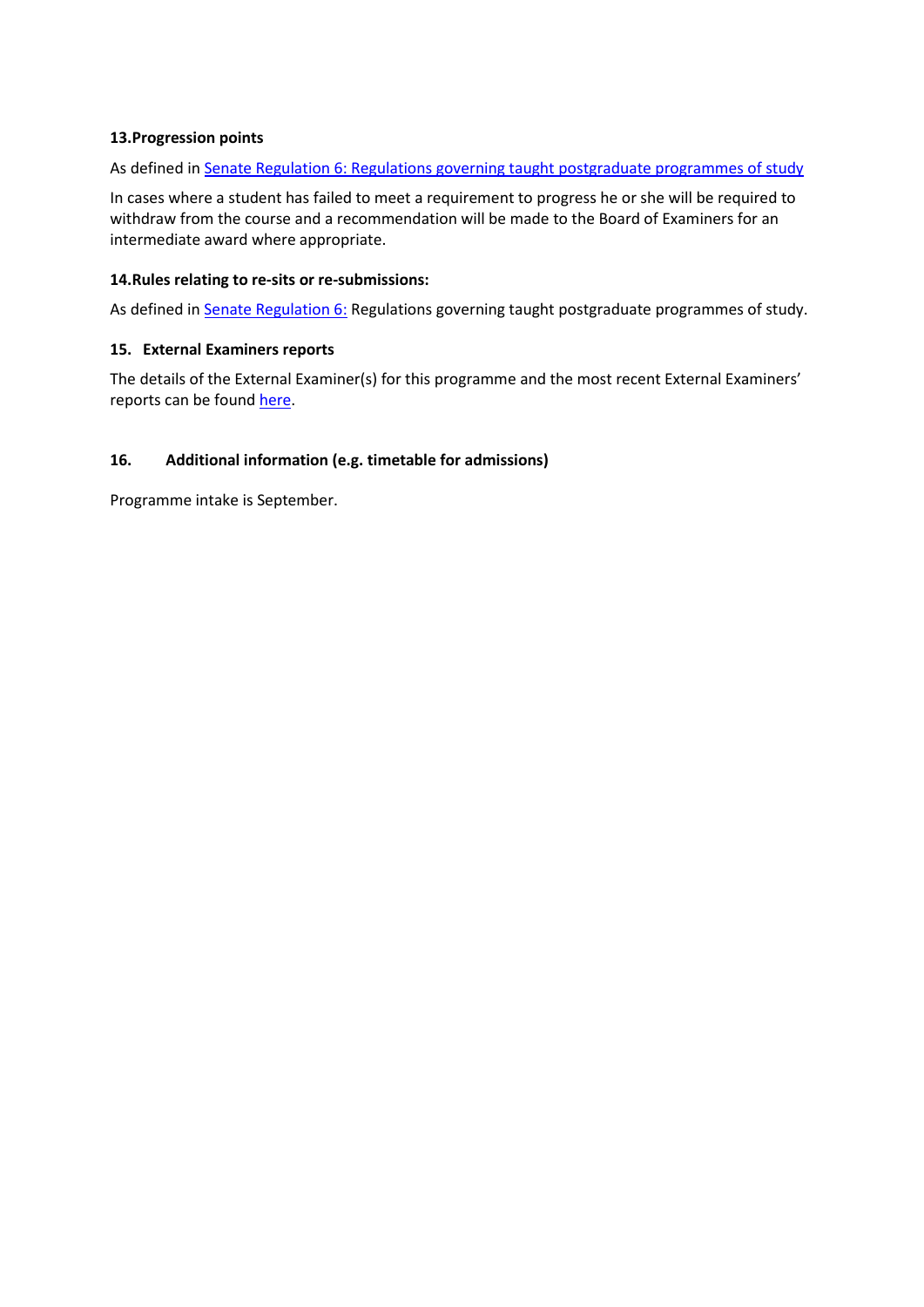### 13. Progression points

As defined in [Senate Regulation 6: Regulations governing taught postgraduate programmes of study]()

In cases where a student has failed to meet a requirement to progress he or she will be required to withdraw from the course and a recommendation will be made to the Board of Examiners for an intermediate award where appropriate.

### 14. Rules relating to re-sits or re-submissions:

As defined in [Senate Regulation 6:]() Regulations governing taught postgraduate programmes of study.

### 15. External Examiners reports

The details of the External Examiner(s) for this programme and the most recent External Examiners' reports can be found [here]().

### 16. Additional information (e.g. timetable for admissions)

Programme intake is September.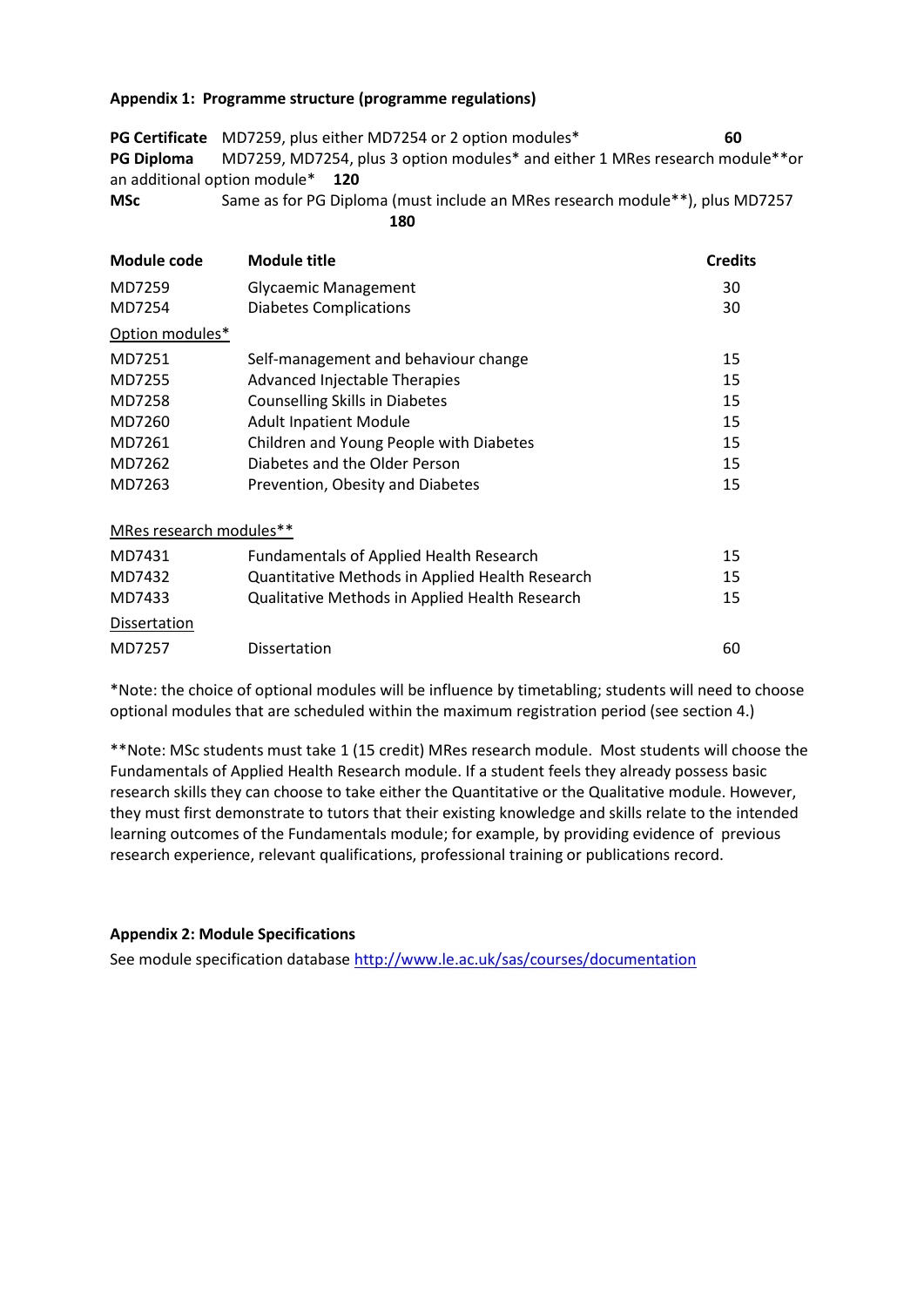**Appendix 1: Programme structure (programme regulations)**

**PG Certificate** MD7259, plus either MD7254 or 2 option modules* **60**
**PG Diploma** MD7259, MD7254, plus 3 option modules* and either 1 MRes research module** or an additional option module* **120**
**MSc** Same as for PG Diploma (must include an MRes research module**), plus MD7257 **180**

| **Module code** | **Module title** | **Credits** |
|---|---|---|
| MD7259 | Glycaemic Management | 30 |
| MD7254 | Diabetes Complications | 30 |
| Option modules* | | |
| MD7251 | Self-management and behaviour change | 15 |
| MD7255 | Advanced Injectable Therapies | 15 |
| MD7258 | Counselling Skills in Diabetes | 15 |
| MD7260 | Adult Inpatient Module | 15 |
| MD7261 | Children and Young People with Diabetes | 15 |
| MD7262 | Diabetes and the Older Person | 15 |
| MD7263 | Prevention, Obesity and Diabetes | 15 |
| MRes research modules** | | |
| MD7431 | Fundamentals of Applied Health Research | 15 |
| MD7432 | Quantitative Methods in Applied Health Research | 15 |
| MD7433 | Qualitative Methods in Applied Health Research | 15 |
| Dissertation | | |
| MD7257 | Dissertation | 60 |

*Note: the choice of optional modules will be influence by timetabling; students will need to choose optional modules that are scheduled within the maximum registration period (see section 4.)

**Note: MSc students must take 1 (15 credit) MRes research module. Most students will choose the Fundamentals of Applied Health Research module. If a student feels they already possess basic research skills they can choose to take either the Quantitative or the Qualitative module. However, they must first demonstrate to tutors that their existing knowledge and skills relate to the intended learning outcomes of the Fundamentals module; for example, by providing evidence of previous research experience, relevant qualifications, professional training or publications record.

**Appendix 2: Module Specifications**

See module specification database http://www.le.ac.uk/sas/courses/documentation